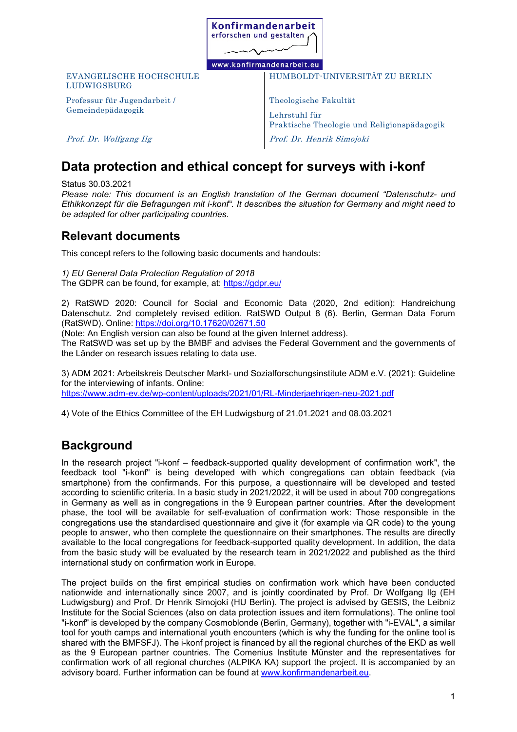Konfirmandenarbeit erforschen und gestalten

www.konfirmandenarbeit.eu

EVANGELISCHE HOCHSCHULE LUDWIGSBURG

Professur für Jugendarbeit / Gemeindepädagogik

*Prof. Dr. Wolfgang Ilg*

HUMBOLDT-UNIVERSITÄT ZU BERLIN

Theologische Fakultät

Lehrstuhl für Praktische Theologie und Religionspädagogik

*Prof. Dr. Henrik Simojoki*

# Data protection and ethical concept for surveys with i-konf

Status 30.03.2021

*Please note: This document is an English translation of the German document "Datenschutz- und Ethikkonzept für die Befragungen mit i-konf". It describes the situation for Germany and might need to be adapted for other participating countries.*

## Relevant documents

This concept refers to the following basic documents and handouts:

*1) EU General Data Protection Regulation of 2018*
The GDPR can be found, for example, at: https://gdpr.eu/

2) RatSWD 2020: Council for Social and Economic Data (2020, 2nd edition): Handreichung Datenschutz. 2nd completely revised edition. RatSWD Output 8 (6). Berlin, German Data Forum (RatSWD). Online: https://doi.org/10.17620/02671.50
(Note: An English version can also be found at the given Internet address).
The RatSWD was set up by the BMBF and advises the Federal Government and the governments of the Länder on research issues relating to data use.

3) ADM 2021: Arbeitskreis Deutscher Markt- und Sozialforschungsinstitute ADM e.V. (2021): Guideline for the interviewing of infants. Online:
https://www.adm-ev.de/wp-content/uploads/2021/01/RL-Minderjaehrigen-neu-2021.pdf

4) Vote of the Ethics Committee of the EH Ludwigsburg of 21.01.2021 and 08.03.2021

## Background

In the research project "i-konf – feedback-supported quality development of confirmation work", the feedback tool "i-konf" is being developed with which congregations can obtain feedback (via smartphone) from the confirmands. For this purpose, a questionnaire will be developed and tested according to scientific criteria. In a basic study in 2021/2022, it will be used in about 700 congregations in Germany as well as in congregations in the 9 European partner countries. After the development phase, the tool will be available for self-evaluation of confirmation work: Those responsible in the congregations use the standardised questionnaire and give it (for example via QR code) to the young people to answer, who then complete the questionnaire on their smartphones. The results are directly available to the local congregations for feedback-supported quality development. In addition, the data from the basic study will be evaluated by the research team in 2021/2022 and published as the third international study on confirmation work in Europe.

The project builds on the first empirical studies on confirmation work which have been conducted nationwide and internationally since 2007, and is jointly coordinated by Prof. Dr Wolfgang Ilg (EH Ludwigsburg) and Prof. Dr Henrik Simojoki (HU Berlin). The project is advised by GESIS, the Leibniz Institute for the Social Sciences (also on data protection issues and item formulations). The online tool "i-konf" is developed by the company Cosmoblonde (Berlin, Germany), together with "i-EVAL", a similar tool for youth camps and international youth encounters (which is why the funding for the online tool is shared with the BMFSFJ). The i-konf project is financed by all the regional churches of the EKD as well as the 9 European partner countries. The Comenius Institute Münster and the representatives for confirmation work of all regional churches (ALPIKA KA) support the project. It is accompanied by an advisory board. Further information can be found at www.konfirmandenarbeit.eu.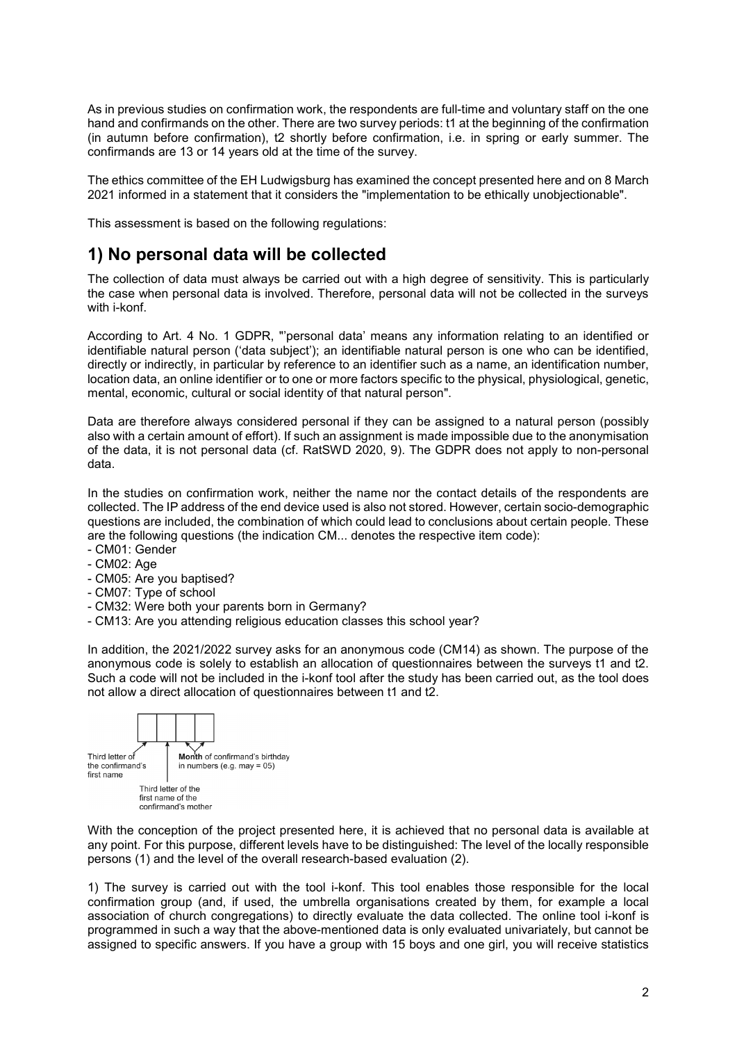As in previous studies on confirmation work, the respondents are full-time and voluntary staff on the one hand and confirmands on the other. There are two survey periods: t1 at the beginning of the confirmation (in autumn before confirmation), t2 shortly before confirmation, i.e. in spring or early summer. The confirmands are 13 or 14 years old at the time of the survey.

The ethics committee of the EH Ludwigsburg has examined the concept presented here and on 8 March 2021 informed in a statement that it considers the "implementation to be ethically unobjectionable".

This assessment is based on the following regulations:

## 1) No personal data will be collected

The collection of data must always be carried out with a high degree of sensitivity. This is particularly the case when personal data is involved. Therefore, personal data will not be collected in the surveys with i-konf.

According to Art. 4 No. 1 GDPR, "'personal data' means any information relating to an identified or identifiable natural person ('data subject'); an identifiable natural person is one who can be identified, directly or indirectly, in particular by reference to an identifier such as a name, an identification number, location data, an online identifier or to one or more factors specific to the physical, physiological, genetic, mental, economic, cultural or social identity of that natural person".

Data are therefore always considered personal if they can be assigned to a natural person (possibly also with a certain amount of effort). If such an assignment is made impossible due to the anonymisation of the data, it is not personal data (cf. RatSWD 2020, 9). The GDPR does not apply to non-personal data.

In the studies on confirmation work, neither the name nor the contact details of the respondents are collected. The IP address of the end device used is also not stored. However, certain socio-demographic questions are included, the combination of which could lead to conclusions about certain people. These are the following questions (the indication CM... denotes the respective item code):

- CM01: Gender
- CM02: Age
- CM05: Are you baptised?
- CM07: Type of school
- CM32: Were both your parents born in Germany?
- CM13: Are you attending religious education classes this school year?

In addition, the 2021/2022 survey asks for an anonymous code (CM14) as shown. The purpose of the anonymous code is solely to establish an allocation of questionnaires between the surveys t1 and t2. Such a code will not be included in the i-konf tool after the study has been carried out, as the tool does not allow a direct allocation of questionnaires between t1 and t2.

| | | | |
|---|---|---|---|
| | | | |

Third letter of the confirmand's first name

Third letter of the first name of the confirmand's mother

**Month** of confirmand's birthday in numbers (e.g. may = 05)

With the conception of the project presented here, it is achieved that no personal data is available at any point. For this purpose, different levels have to be distinguished: The level of the locally responsible persons (1) and the level of the overall research-based evaluation (2).

1) The survey is carried out with the tool i-konf. This tool enables those responsible for the local confirmation group (and, if used, the umbrella organisations created by them, for example a local association of church congregations) to directly evaluate the data collected. The online tool i-konf is programmed in such a way that the above-mentioned data is only evaluated univariately, but cannot be assigned to specific answers. If you have a group with 15 boys and one girl, you will receive statistics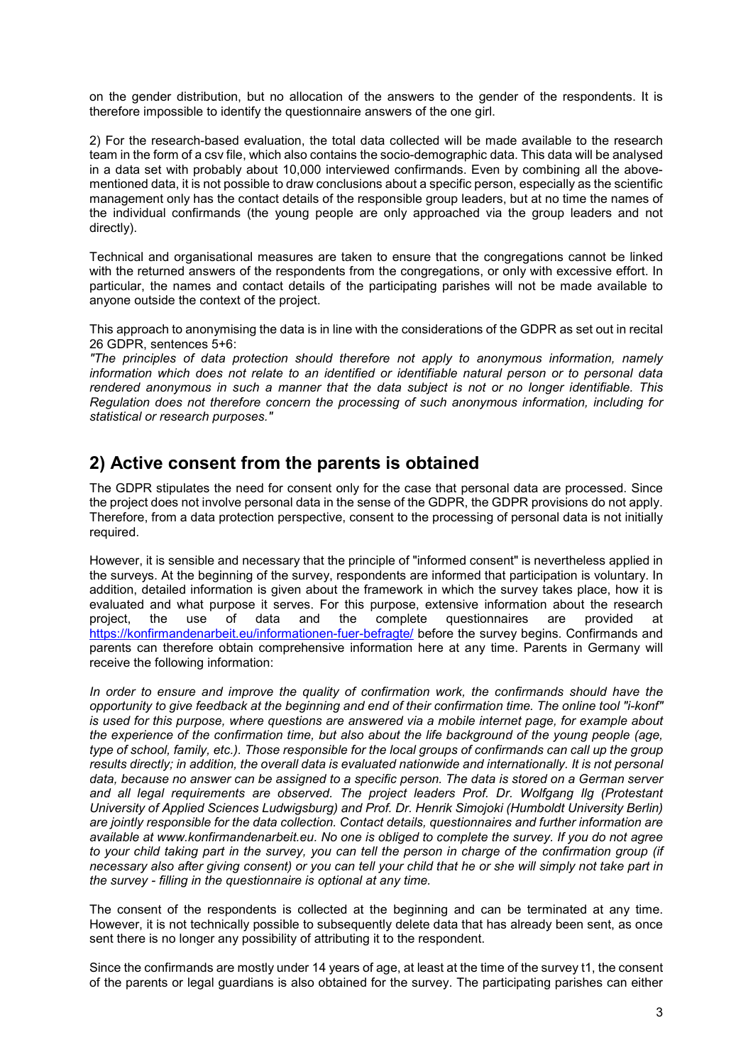on the gender distribution, but no allocation of the answers to the gender of the respondents. It is therefore impossible to identify the questionnaire answers of the one girl.

2) For the research-based evaluation, the total data collected will be made available to the research team in the form of a csv file, which also contains the socio-demographic data. This data will be analysed in a data set with probably about 10,000 interviewed confirmands. Even by combining all the above-mentioned data, it is not possible to draw conclusions about a specific person, especially as the scientific management only has the contact details of the responsible group leaders, but at no time the names of the individual confirmands (the young people are only approached via the group leaders and not directly).

Technical and organisational measures are taken to ensure that the congregations cannot be linked with the returned answers of the respondents from the congregations, or only with excessive effort. In particular, the names and contact details of the participating parishes will not be made available to anyone outside the context of the project.

This approach to anonymising the data is in line with the considerations of the GDPR as set out in recital 26 GDPR, sentences 5+6:

*"The principles of data protection should therefore not apply to anonymous information, namely information which does not relate to an identified or identifiable natural person or to personal data rendered anonymous in such a manner that the data subject is not or no longer identifiable. This Regulation does not therefore concern the processing of such anonymous information, including for statistical or research purposes."*

## 2) Active consent from the parents is obtained

The GDPR stipulates the need for consent only for the case that personal data are processed. Since the project does not involve personal data in the sense of the GDPR, the GDPR provisions do not apply. Therefore, from a data protection perspective, consent to the processing of personal data is not initially required.

However, it is sensible and necessary that the principle of "informed consent" is nevertheless applied in the surveys. At the beginning of the survey, respondents are informed that participation is voluntary. In addition, detailed information is given about the framework in which the survey takes place, how it is evaluated and what purpose it serves. For this purpose, extensive information about the research project, the use of data and the complete questionnaires are provided at https://konfirmandenarbeit.eu/informationen-fuer-befragte/ before the survey begins. Confirmands and parents can therefore obtain comprehensive information here at any time. Parents in Germany will receive the following information:

*In order to ensure and improve the quality of confirmation work, the confirmands should have the opportunity to give feedback at the beginning and end of their confirmation time. The online tool "i-konf" is used for this purpose, where questions are answered via a mobile internet page, for example about the experience of the confirmation time, but also about the life background of the young people (age, type of school, family, etc.). Those responsible for the local groups of confirmands can call up the group results directly; in addition, the overall data is evaluated nationwide and internationally. It is not personal data, because no answer can be assigned to a specific person. The data is stored on a German server and all legal requirements are observed. The project leaders Prof. Dr. Wolfgang Ilg (Protestant University of Applied Sciences Ludwigsburg) and Prof. Dr. Henrik Simojoki (Humboldt University Berlin) are jointly responsible for the data collection. Contact details, questionnaires and further information are available at www.konfirmandenarbeit.eu. No one is obliged to complete the survey. If you do not agree to your child taking part in the survey, you can tell the person in charge of the confirmation group (if necessary also after giving consent) or you can tell your child that he or she will simply not take part in the survey - filling in the questionnaire is optional at any time.*

The consent of the respondents is collected at the beginning and can be terminated at any time. However, it is not technically possible to subsequently delete data that has already been sent, as once sent there is no longer any possibility of attributing it to the respondent.

Since the confirmands are mostly under 14 years of age, at least at the time of the survey t1, the consent of the parents or legal guardians is also obtained for the survey. The participating parishes can either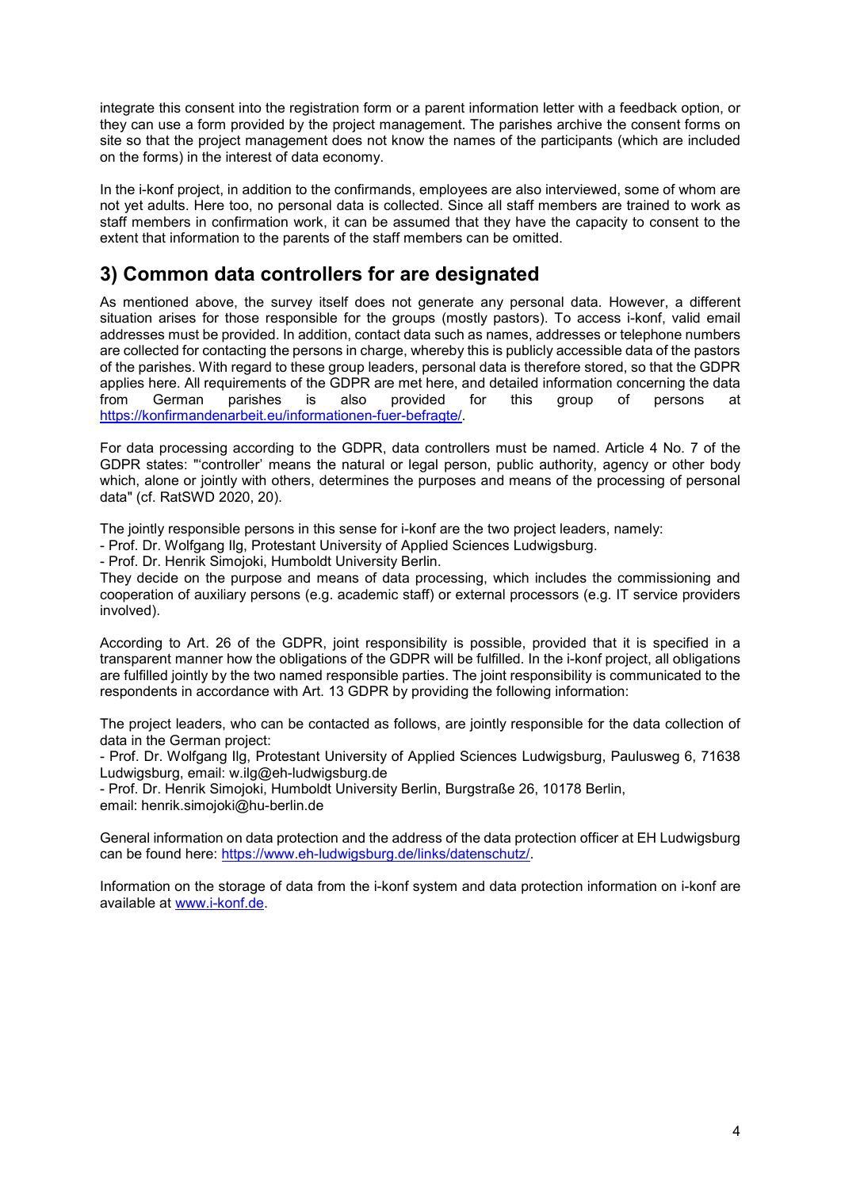integrate this consent into the registration form or a parent information letter with a feedback option, or they can use a form provided by the project management. The parishes archive the consent forms on site so that the project management does not know the names of the participants (which are included on the forms) in the interest of data economy.

In the i-konf project, in addition to the confirmands, employees are also interviewed, some of whom are not yet adults. Here too, no personal data is collected. Since all staff members are trained to work as staff members in confirmation work, it can be assumed that they have the capacity to consent to the extent that information to the parents of the staff members can be omitted.

## 3) Common data controllers for are designated

As mentioned above, the survey itself does not generate any personal data. However, a different situation arises for those responsible for the groups (mostly pastors). To access i-konf, valid email addresses must be provided. In addition, contact data such as names, addresses or telephone numbers are collected for contacting the persons in charge, whereby this is publicly accessible data of the pastors of the parishes. With regard to these group leaders, personal data is therefore stored, so that the GDPR applies here. All requirements of the GDPR are met here, and detailed information concerning the data from German parishes is also provided for this group of persons at https://konfirmandenarbeit.eu/informationen-fuer-befragte/.

For data processing according to the GDPR, data controllers must be named. Article 4 No. 7 of the GDPR states: "'controller' means the natural or legal person, public authority, agency or other body which, alone or jointly with others, determines the purposes and means of the processing of personal data" (cf. RatSWD 2020, 20).

The jointly responsible persons in this sense for i-konf are the two project leaders, namely:

- Prof. Dr. Wolfgang Ilg, Protestant University of Applied Sciences Ludwigsburg.
- Prof. Dr. Henrik Simojoki, Humboldt University Berlin.

They decide on the purpose and means of data processing, which includes the commissioning and cooperation of auxiliary persons (e.g. academic staff) or external processors (e.g. IT service providers involved).

According to Art. 26 of the GDPR, joint responsibility is possible, provided that it is specified in a transparent manner how the obligations of the GDPR will be fulfilled. In the i-konf project, all obligations are fulfilled jointly by the two named responsible parties. The joint responsibility is communicated to the respondents in accordance with Art. 13 GDPR by providing the following information:

The project leaders, who can be contacted as follows, are jointly responsible for the data collection of data in the German project:

- Prof. Dr. Wolfgang Ilg, Protestant University of Applied Sciences Ludwigsburg, Paulusweg 6, 71638 Ludwigsburg, email: w.ilg@eh-ludwigsburg.de
- Prof. Dr. Henrik Simojoki, Humboldt University Berlin, Burgstraße 26, 10178 Berlin, email: henrik.simojoki@hu-berlin.de

General information on data protection and the address of the data protection officer at EH Ludwigsburg can be found here: https://www.eh-ludwigsburg.de/links/datenschutz/.

Information on the storage of data from the i-konf system and data protection information on i-konf are available at www.i-konf.de.